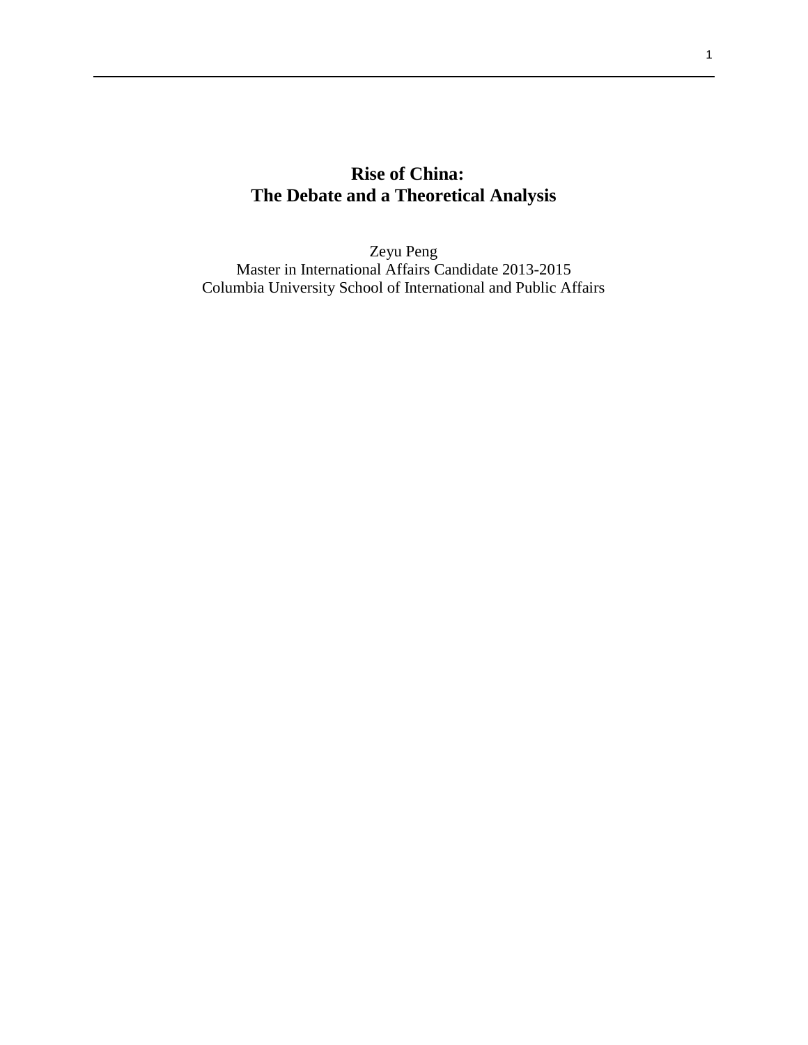# Rise of China:
# The Debate and a Theoretical Analysis

Zeyu Peng
Master in International Affairs Candidate 2013-2015
Columbia University School of International and Public Affairs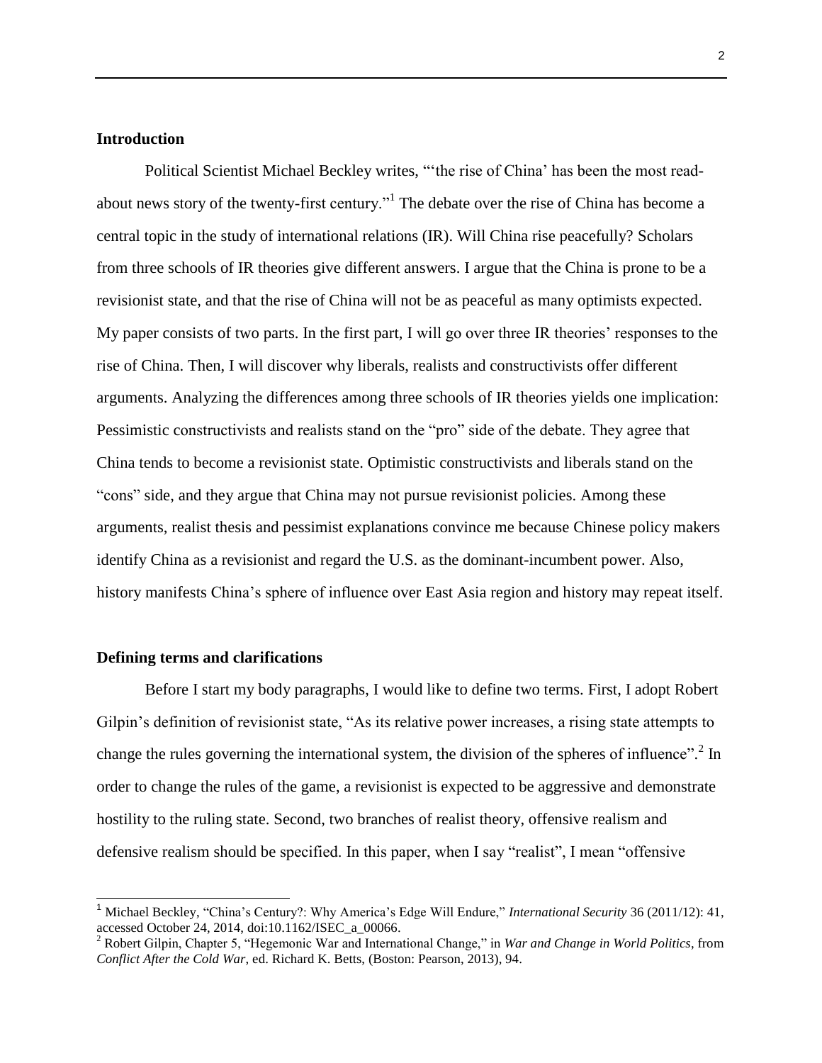## Introduction

Political Scientist Michael Beckley writes, "'the rise of China' has been the most read-about news story of the twenty-first century."[1] The debate over the rise of China has become a central topic in the study of international relations (IR). Will China rise peacefully? Scholars from three schools of IR theories give different answers. I argue that the China is prone to be a revisionist state, and that the rise of China will not be as peaceful as many optimists expected. My paper consists of two parts. In the first part, I will go over three IR theories' responses to the rise of China. Then, I will discover why liberals, realists and constructivists offer different arguments. Analyzing the differences among three schools of IR theories yields one implication: Pessimistic constructivists and realists stand on the "pro" side of the debate. They agree that China tends to become a revisionist state. Optimistic constructivists and liberals stand on the "cons" side, and they argue that China may not pursue revisionist policies. Among these arguments, realist thesis and pessimist explanations convince me because Chinese policy makers identify China as a revisionist and regard the U.S. as the dominant-incumbent power. Also, history manifests China's sphere of influence over East Asia region and history may repeat itself.

## Defining terms and clarifications

Before I start my body paragraphs, I would like to define two terms. First, I adopt Robert Gilpin's definition of revisionist state, "As its relative power increases, a rising state attempts to change the rules governing the international system, the division of the spheres of influence".[2] In order to change the rules of the game, a revisionist is expected to be aggressive and demonstrate hostility to the ruling state. Second, two branches of realist theory, offensive realism and defensive realism should be specified. In this paper, when I say "realist", I mean "offensive

---

[1] Michael Beckley, "China's Century?: Why America's Edge Will Endure," *International Security* 36 (2011/12): 41, accessed October 24, 2014, doi:10.1162/ISEC_a_00066.

[2] Robert Gilpin, Chapter 5, "Hegemonic War and International Change," in *War and Change in World Politics*, from *Conflict After the Cold War*, ed. Richard K. Betts, (Boston: Pearson, 2013), 94.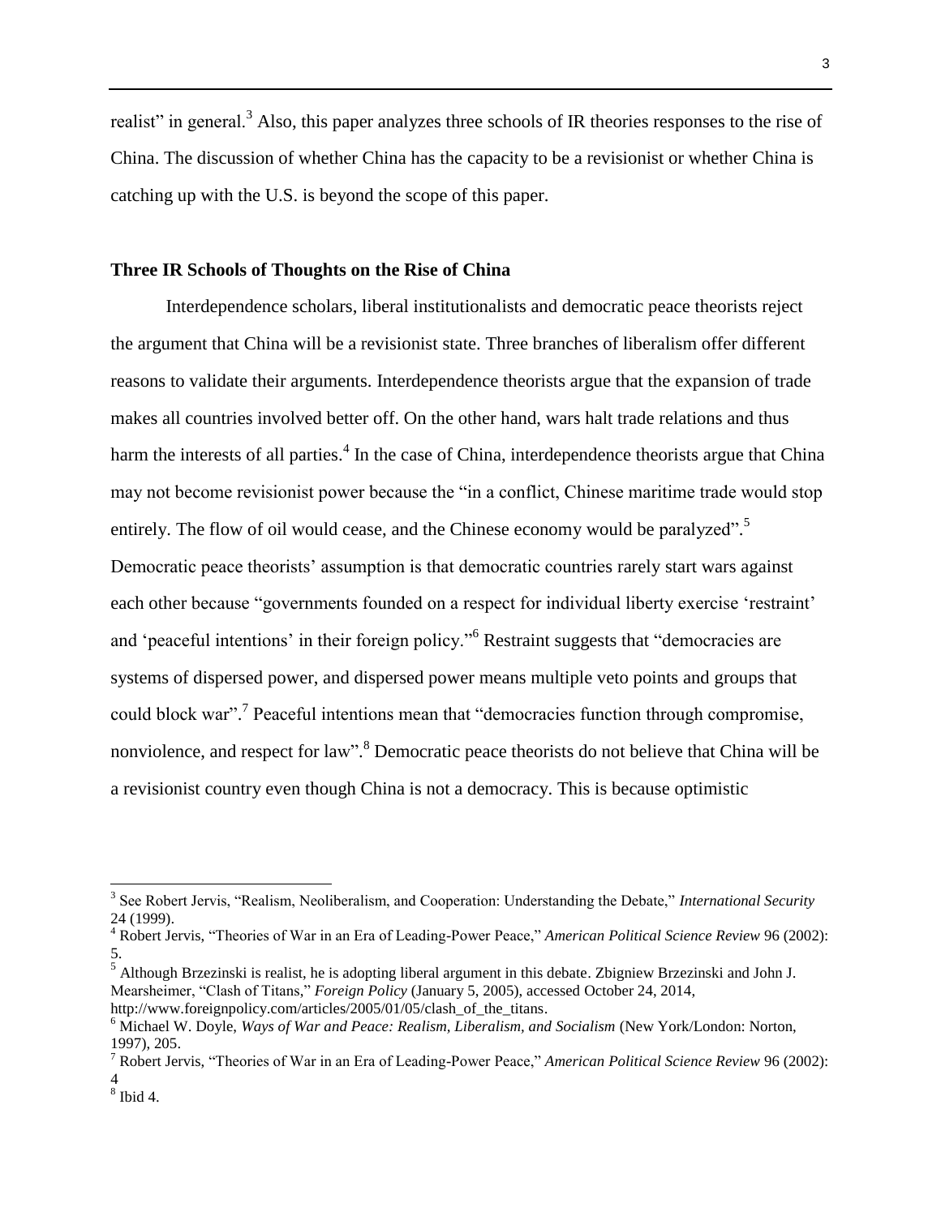realist" in general.[3] Also, this paper analyzes three schools of IR theories responses to the rise of China. The discussion of whether China has the capacity to be a revisionist or whether China is catching up with the U.S. is beyond the scope of this paper.

## Three IR Schools of Thoughts on the Rise of China

Interdependence scholars, liberal institutionalists and democratic peace theorists reject the argument that China will be a revisionist state. Three branches of liberalism offer different reasons to validate their arguments. Interdependence theorists argue that the expansion of trade makes all countries involved better off. On the other hand, wars halt trade relations and thus harm the interests of all parties.[4] In the case of China, interdependence theorists argue that China may not become revisionist power because the "in a conflict, Chinese maritime trade would stop entirely. The flow of oil would cease, and the Chinese economy would be paralyzed".[5] Democratic peace theorists' assumption is that democratic countries rarely start wars against each other because "governments founded on a respect for individual liberty exercise 'restraint' and 'peaceful intentions' in their foreign policy."[6] Restraint suggests that "democracies are systems of dispersed power, and dispersed power means multiple veto points and groups that could block war".[7] Peaceful intentions mean that "democracies function through compromise, nonviolence, and respect for law".[8] Democratic peace theorists do not believe that China will be a revisionist country even though China is not a democracy. This is because optimistic

---

[3] See Robert Jervis, "Realism, Neoliberalism, and Cooperation: Understanding the Debate," *International Security* 24 (1999).

[4] Robert Jervis, "Theories of War in an Era of Leading-Power Peace," *American Political Science Review* 96 (2002): 5.

[5] Although Brzezinski is realist, he is adopting liberal argument in this debate. Zbigniew Brzezinski and John J. Mearsheimer, "Clash of Titans," *Foreign Policy* (January 5, 2005), accessed October 24, 2014, http://www.foreignpolicy.com/articles/2005/01/05/clash_of_the_titans.

[6] Michael W. Doyle, *Ways of War and Peace: Realism, Liberalism, and Socialism* (New York/London: Norton, 1997), 205.

[7] Robert Jervis, "Theories of War in an Era of Leading-Power Peace," *American Political Science Review* 96 (2002): 4

[8] Ibid 4.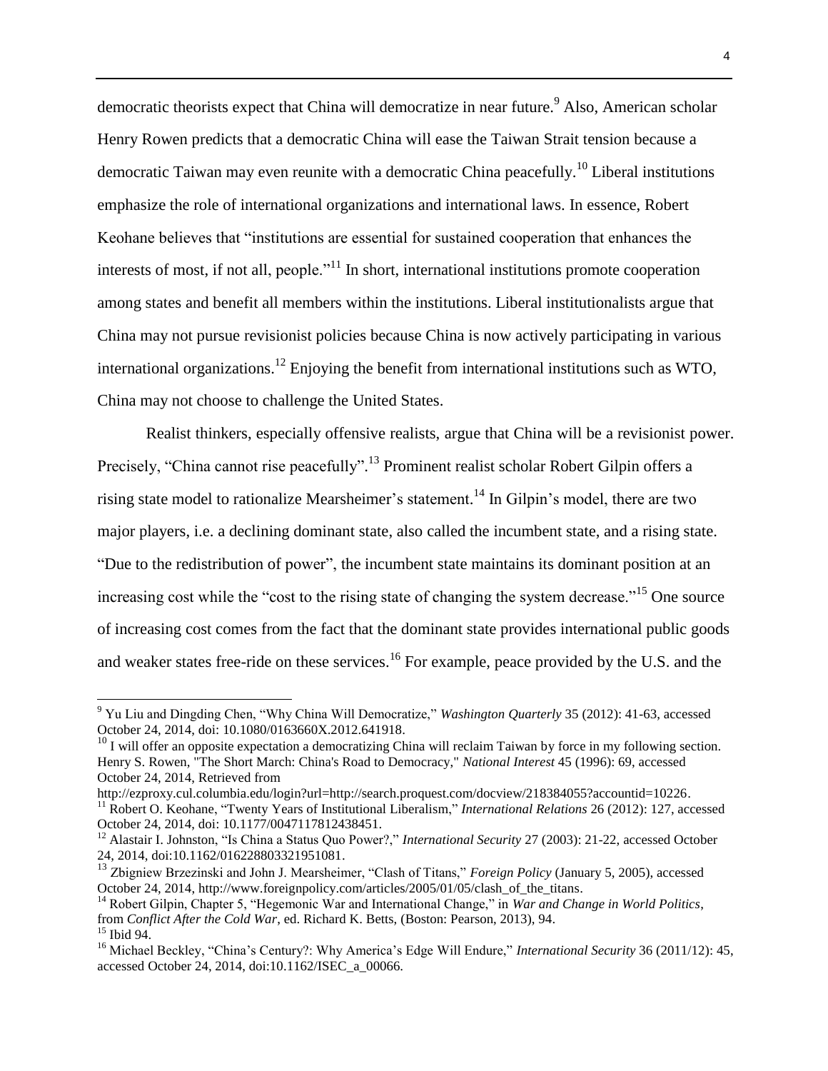democratic theorists expect that China will democratize in near future.[9] Also, American scholar Henry Rowen predicts that a democratic China will ease the Taiwan Strait tension because a democratic Taiwan may even reunite with a democratic China peacefully.[10] Liberal institutions emphasize the role of international organizations and international laws. In essence, Robert Keohane believes that "institutions are essential for sustained cooperation that enhances the interests of most, if not all, people."[11] In short, international institutions promote cooperation among states and benefit all members within the institutions. Liberal institutionalists argue that China may not pursue revisionist policies because China is now actively participating in various international organizations.[12] Enjoying the benefit from international institutions such as WTO, China may not choose to challenge the United States.

Realist thinkers, especially offensive realists, argue that China will be a revisionist power. Precisely, "China cannot rise peacefully".[13] Prominent realist scholar Robert Gilpin offers a rising state model to rationalize Mearsheimer's statement.[14] In Gilpin's model, there are two major players, i.e. a declining dominant state, also called the incumbent state, and a rising state. "Due to the redistribution of power", the incumbent state maintains its dominant position at an increasing cost while the "cost to the rising state of changing the system decrease."[15] One source of increasing cost comes from the fact that the dominant state provides international public goods and weaker states free-ride on these services.[16] For example, peace provided by the U.S. and the

---

[9] Yu Liu and Dingding Chen, "Why China Will Democratize," *Washington Quarterly* 35 (2012): 41-63, accessed October 24, 2014, doi: 10.1080/0163660X.2012.641918.

[10] I will offer an opposite expectation a democratizing China will reclaim Taiwan by force in my following section. Henry S. Rowen, "The Short March: China's Road to Democracy," *National Interest* 45 (1996): 69, accessed October 24, 2014, Retrieved from http://ezproxy.cul.columbia.edu/login?url=http://search.proquest.com/docview/218384055?accountid=10226.

[11] Robert O. Keohane, "Twenty Years of Institutional Liberalism," *International Relations* 26 (2012): 127, accessed October 24, 2014, doi: 10.1177/0047117812438451.

[12] Alastair I. Johnston, "Is China a Status Quo Power?," *International Security* 27 (2003): 21-22, accessed October 24, 2014, doi:10.1162/016228803321951081.

[13] Zbigniew Brzezinski and John J. Mearsheimer, "Clash of Titans," *Foreign Policy* (January 5, 2005), accessed October 24, 2014, http://www.foreignpolicy.com/articles/2005/01/05/clash_of_the_titans.

[14] Robert Gilpin, Chapter 5, "Hegemonic War and International Change," in *War and Change in World Politics*, from *Conflict After the Cold War*, ed. Richard K. Betts, (Boston: Pearson, 2013), 94.

[15] Ibid 94.

[16] Michael Beckley, "China's Century?: Why America's Edge Will Endure," *International Security* 36 (2011/12): 45, accessed October 24, 2014, doi:10.1162/ISEC_a_00066.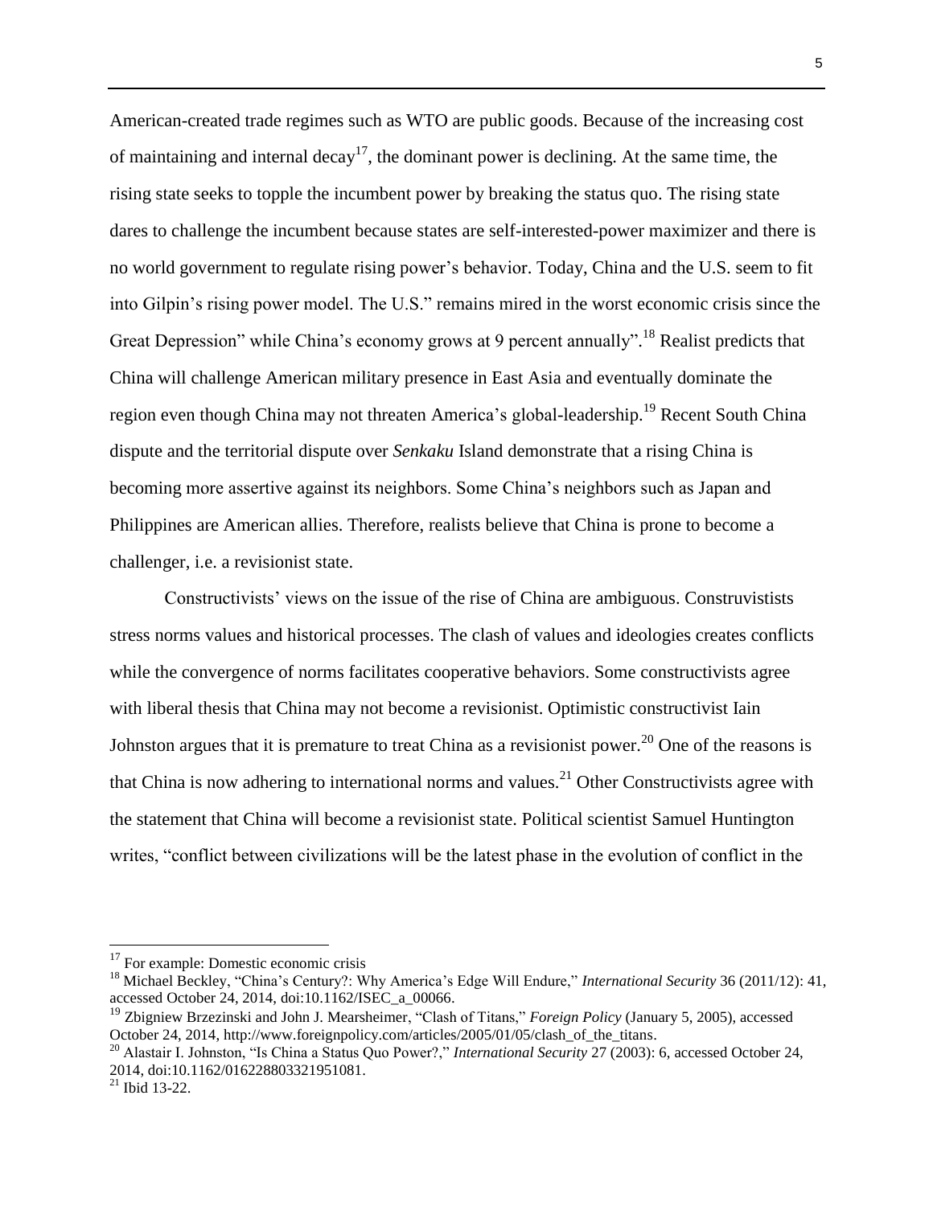American-created trade regimes such as WTO are public goods. Because of the increasing cost of maintaining and internal decay[17], the dominant power is declining. At the same time, the rising state seeks to topple the incumbent power by breaking the status quo. The rising state dares to challenge the incumbent because states are self-interested-power maximizer and there is no world government to regulate rising power's behavior. Today, China and the U.S. seem to fit into Gilpin's rising power model. The U.S." remains mired in the worst economic crisis since the Great Depression" while China's economy grows at 9 percent annually".[18] Realist predicts that China will challenge American military presence in East Asia and eventually dominate the region even though China may not threaten America's global-leadership.[19] Recent South China dispute and the territorial dispute over *Senkaku* Island demonstrate that a rising China is becoming more assertive against its neighbors. Some China's neighbors such as Japan and Philippines are American allies. Therefore, realists believe that China is prone to become a challenger, i.e. a revisionist state.

Constructivists' views on the issue of the rise of China are ambiguous. Construvistists stress norms values and historical processes. The clash of values and ideologies creates conflicts while the convergence of norms facilitates cooperative behaviors. Some constructivists agree with liberal thesis that China may not become a revisionist. Optimistic constructivist Iain Johnston argues that it is premature to treat China as a revisionist power.[20] One of the reasons is that China is now adhering to international norms and values.[21] Other Constructivists agree with the statement that China will become a revisionist state. Political scientist Samuel Huntington writes, "conflict between civilizations will be the latest phase in the evolution of conflict in the

---

[17] For example: Domestic economic crisis

[18] Michael Beckley, "China's Century?: Why America's Edge Will Endure," *International Security* 36 (2011/12): 41, accessed October 24, 2014, doi:10.1162/ISEC_a_00066.

[19] Zbigniew Brzezinski and John J. Mearsheimer, "Clash of Titans," *Foreign Policy* (January 5, 2005), accessed October 24, 2014, http://www.foreignpolicy.com/articles/2005/01/05/clash_of_the_titans.

[20] Alastair I. Johnston, "Is China a Status Quo Power?," *International Security* 27 (2003): 6, accessed October 24, 2014, doi:10.1162/016228803321951081.

[21] Ibid 13-22.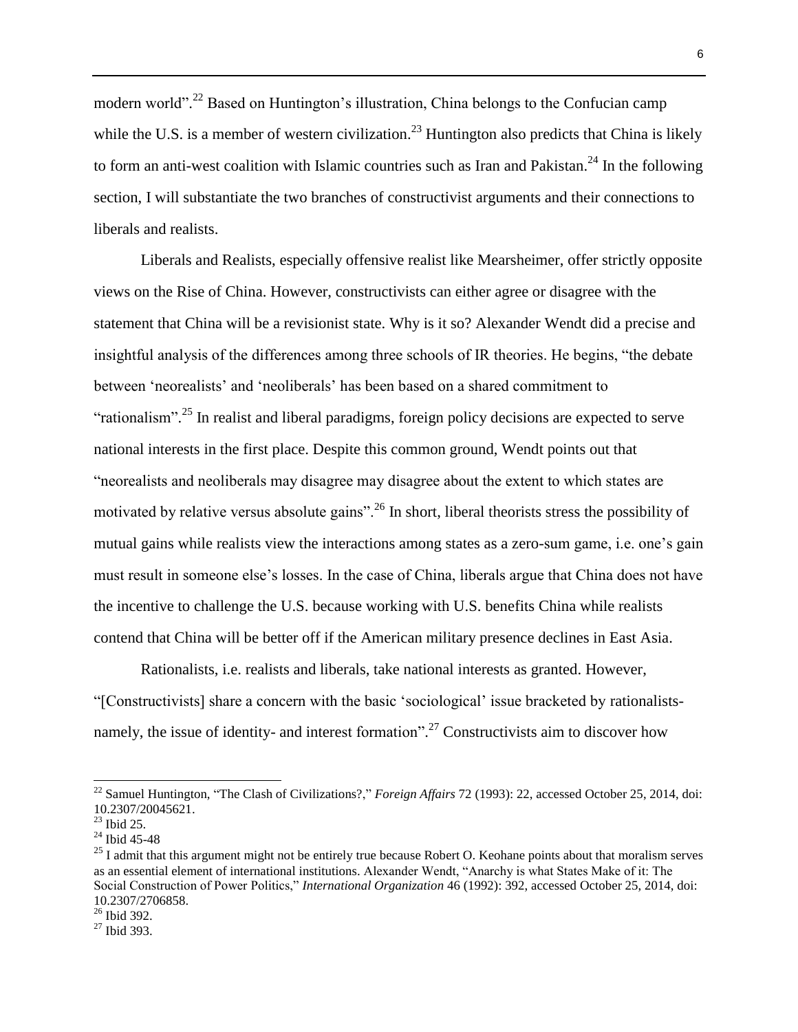modern world".[22] Based on Huntington's illustration, China belongs to the Confucian camp while the U.S. is a member of western civilization.[23] Huntington also predicts that China is likely to form an anti-west coalition with Islamic countries such as Iran and Pakistan.[24] In the following section, I will substantiate the two branches of constructivist arguments and their connections to liberals and realists.

Liberals and Realists, especially offensive realist like Mearsheimer, offer strictly opposite views on the Rise of China. However, constructivists can either agree or disagree with the statement that China will be a revisionist state. Why is it so? Alexander Wendt did a precise and insightful analysis of the differences among three schools of IR theories. He begins, "the debate between 'neorealists' and 'neoliberals' has been based on a shared commitment to "rationalism".[25] In realist and liberal paradigms, foreign policy decisions are expected to serve national interests in the first place. Despite this common ground, Wendt points out that "neorealists and neoliberals may disagree may disagree about the extent to which states are motivated by relative versus absolute gains".[26] In short, liberal theorists stress the possibility of mutual gains while realists view the interactions among states as a zero-sum game, i.e. one's gain must result in someone else's losses. In the case of China, liberals argue that China does not have the incentive to challenge the U.S. because working with U.S. benefits China while realists contend that China will be better off if the American military presence declines in East Asia.

Rationalists, i.e. realists and liberals, take national interests as granted. However, "[Constructivists] share a concern with the basic 'sociological' issue bracketed by rationalists- namely, the issue of identity- and interest formation".[27] Constructivists aim to discover how

---

[22] Samuel Huntington, "The Clash of Civilizations?," *Foreign Affairs* 72 (1993): 22, accessed October 25, 2014, doi: 10.2307/20045621.

[23] Ibid 25.

[24] Ibid 45-48

[25] I admit that this argument might not be entirely true because Robert O. Keohane points about that moralism serves as an essential element of international institutions. Alexander Wendt, "Anarchy is what States Make of it: The Social Construction of Power Politics," *International Organization* 46 (1992): 392, accessed October 25, 2014, doi: 10.2307/2706858.

[26] Ibid 392.

[27] Ibid 393.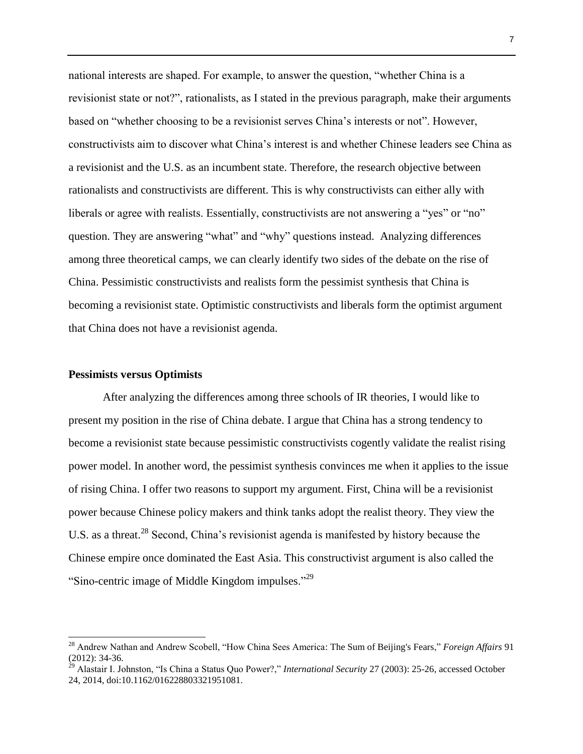national interests are shaped. For example, to answer the question, "whether China is a revisionist state or not?", rationalists, as I stated in the previous paragraph, make their arguments based on "whether choosing to be a revisionist serves China's interests or not". However, constructivists aim to discover what China's interest is and whether Chinese leaders see China as a revisionist and the U.S. as an incumbent state. Therefore, the research objective between rationalists and constructivists are different. This is why constructivists can either ally with liberals or agree with realists. Essentially, constructivists are not answering a "yes" or "no" question. They are answering "what" and "why" questions instead. Analyzing differences among three theoretical camps, we can clearly identify two sides of the debate on the rise of China. Pessimistic constructivists and realists form the pessimist synthesis that China is becoming a revisionist state. Optimistic constructivists and liberals form the optimist argument that China does not have a revisionist agenda.

**Pessimists versus Optimists**

After analyzing the differences among three schools of IR theories, I would like to present my position in the rise of China debate. I argue that China has a strong tendency to become a revisionist state because pessimistic constructivists cogently validate the realist rising power model. In another word, the pessimist synthesis convinces me when it applies to the issue of rising China. I offer two reasons to support my argument. First, China will be a revisionist power because Chinese policy makers and think tanks adopt the realist theory. They view the U.S. as a threat.[28] Second, China's revisionist agenda is manifested by history because the Chinese empire once dominated the East Asia. This constructivist argument is also called the "Sino-centric image of Middle Kingdom impulses."[29]

---

[28] Andrew Nathan and Andrew Scobell, "How China Sees America: The Sum of Beijing's Fears," *Foreign Affairs* 91 (2012): 34-36.

[29] Alastair I. Johnston, "Is China a Status Quo Power?," *International Security* 27 (2003): 25-26, accessed October 24, 2014, doi:10.1162/016228803321951081.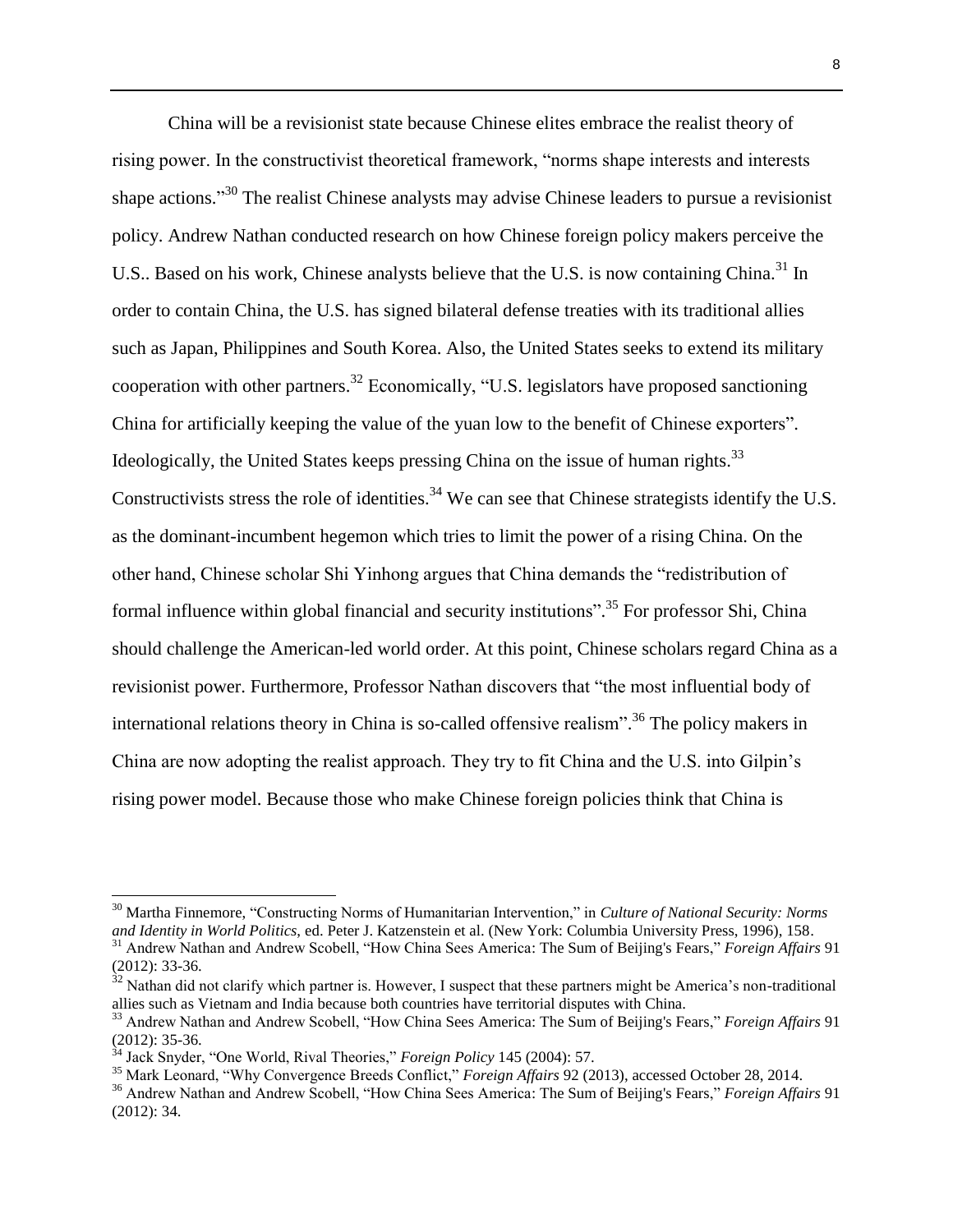China will be a revisionist state because Chinese elites embrace the realist theory of rising power. In the constructivist theoretical framework, "norms shape interests and interests shape actions."[30] The realist Chinese analysts may advise Chinese leaders to pursue a revisionist policy. Andrew Nathan conducted research on how Chinese foreign policy makers perceive the U.S.. Based on his work, Chinese analysts believe that the U.S. is now containing China.[31] In order to contain China, the U.S. has signed bilateral defense treaties with its traditional allies such as Japan, Philippines and South Korea. Also, the United States seeks to extend its military cooperation with other partners.[32] Economically, "U.S. legislators have proposed sanctioning China for artificially keeping the value of the yuan low to the benefit of Chinese exporters". Ideologically, the United States keeps pressing China on the issue of human rights.[33] Constructivists stress the role of identities.[34] We can see that Chinese strategists identify the U.S. as the dominant-incumbent hegemon which tries to limit the power of a rising China. On the other hand, Chinese scholar Shi Yinhong argues that China demands the "redistribution of formal influence within global financial and security institutions".[35] For professor Shi, China should challenge the American-led world order. At this point, Chinese scholars regard China as a revisionist power. Furthermore, Professor Nathan discovers that "the most influential body of international relations theory in China is so-called offensive realism".[36] The policy makers in China are now adopting the realist approach. They try to fit China and the U.S. into Gilpin's rising power model. Because those who make Chinese foreign policies think that China is

---

[30] Martha Finnemore, "Constructing Norms of Humanitarian Intervention," in *Culture of National Security: Norms and Identity in World Politics*, ed. Peter J. Katzenstein et al. (New York: Columbia University Press, 1996), 158.

[31] Andrew Nathan and Andrew Scobell, "How China Sees America: The Sum of Beijing's Fears," *Foreign Affairs* 91 (2012): 33-36.

[32] Nathan did not clarify which partner is. However, I suspect that these partners might be America's non-traditional allies such as Vietnam and India because both countries have territorial disputes with China.

[33] Andrew Nathan and Andrew Scobell, "How China Sees America: The Sum of Beijing's Fears," *Foreign Affairs* 91 (2012): 35-36.

[34] Jack Snyder, "One World, Rival Theories," *Foreign Policy* 145 (2004): 57.

[35] Mark Leonard, "Why Convergence Breeds Conflict," *Foreign Affairs* 92 (2013), accessed October 28, 2014.

[36] Andrew Nathan and Andrew Scobell, "How China Sees America: The Sum of Beijing's Fears," *Foreign Affairs* 91 (2012): 34.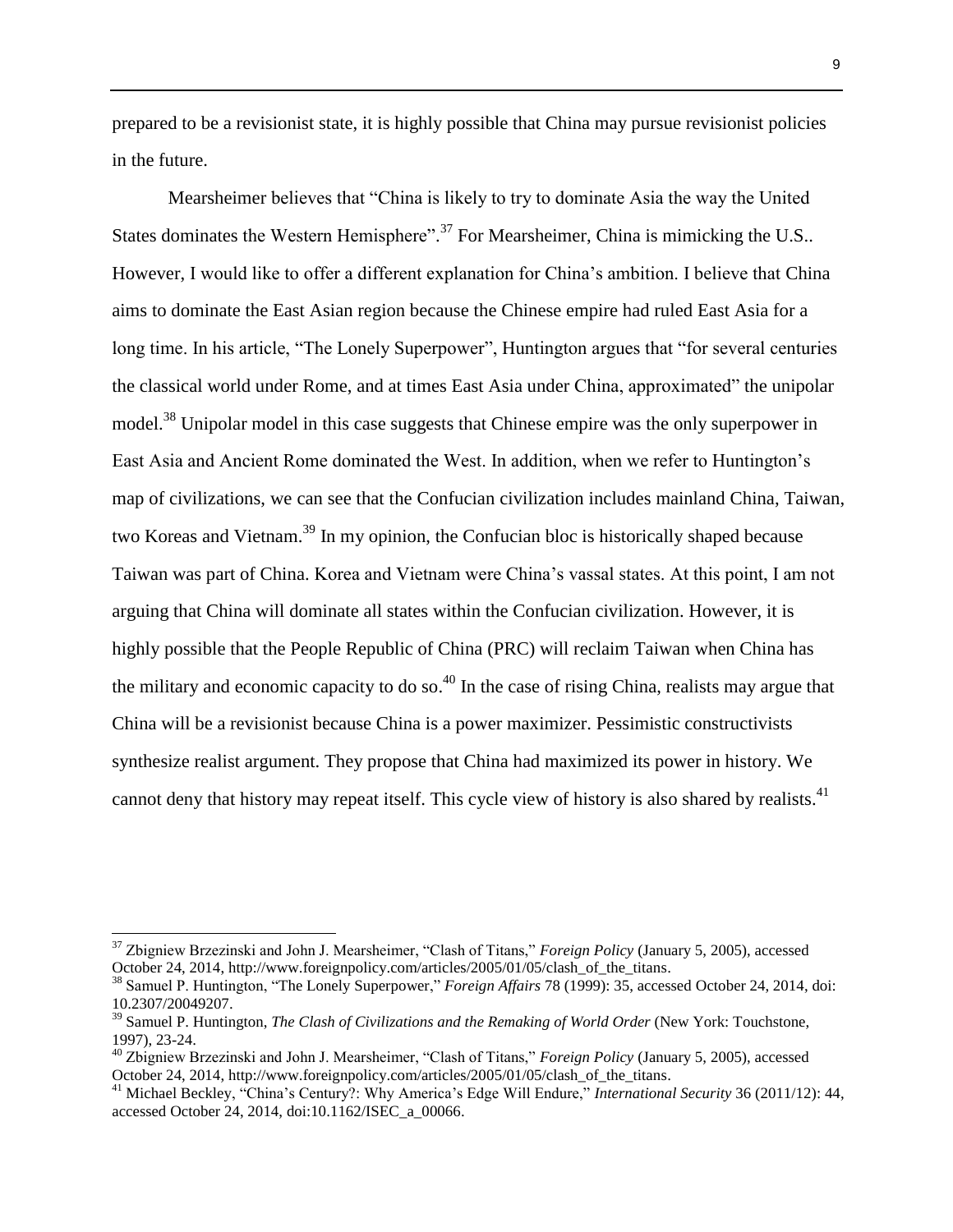prepared to be a revisionist state, it is highly possible that China may pursue revisionist policies in the future.

Mearsheimer believes that "China is likely to try to dominate Asia the way the United States dominates the Western Hemisphere".[37] For Mearsheimer, China is mimicking the U.S.. However, I would like to offer a different explanation for China's ambition. I believe that China aims to dominate the East Asian region because the Chinese empire had ruled East Asia for a long time. In his article, "The Lonely Superpower", Huntington argues that "for several centuries the classical world under Rome, and at times East Asia under China, approximated" the unipolar model.[38] Unipolar model in this case suggests that Chinese empire was the only superpower in East Asia and Ancient Rome dominated the West. In addition, when we refer to Huntington's map of civilizations, we can see that the Confucian civilization includes mainland China, Taiwan, two Koreas and Vietnam.[39] In my opinion, the Confucian bloc is historically shaped because Taiwan was part of China. Korea and Vietnam were China's vassal states. At this point, I am not arguing that China will dominate all states within the Confucian civilization. However, it is highly possible that the People Republic of China (PRC) will reclaim Taiwan when China has the military and economic capacity to do so.[40] In the case of rising China, realists may argue that China will be a revisionist because China is a power maximizer. Pessimistic constructivists synthesize realist argument. They propose that China had maximized its power in history. We cannot deny that history may repeat itself. This cycle view of history is also shared by realists.[41]

---

[37] Zbigniew Brzezinski and John J. Mearsheimer, "Clash of Titans," *Foreign Policy* (January 5, 2005), accessed October 24, 2014, http://www.foreignpolicy.com/articles/2005/01/05/clash_of_the_titans.

[38] Samuel P. Huntington, "The Lonely Superpower," *Foreign Affairs* 78 (1999): 35, accessed October 24, 2014, doi: 10.2307/20049207.

[39] Samuel P. Huntington, *The Clash of Civilizations and the Remaking of World Order* (New York: Touchstone, 1997), 23-24.

[40] Zbigniew Brzezinski and John J. Mearsheimer, "Clash of Titans," *Foreign Policy* (January 5, 2005), accessed October 24, 2014, http://www.foreignpolicy.com/articles/2005/01/05/clash_of_the_titans.

[41] Michael Beckley, "China's Century?: Why America's Edge Will Endure," *International Security* 36 (2011/12): 44, accessed October 24, 2014, doi:10.1162/ISEC_a_00066.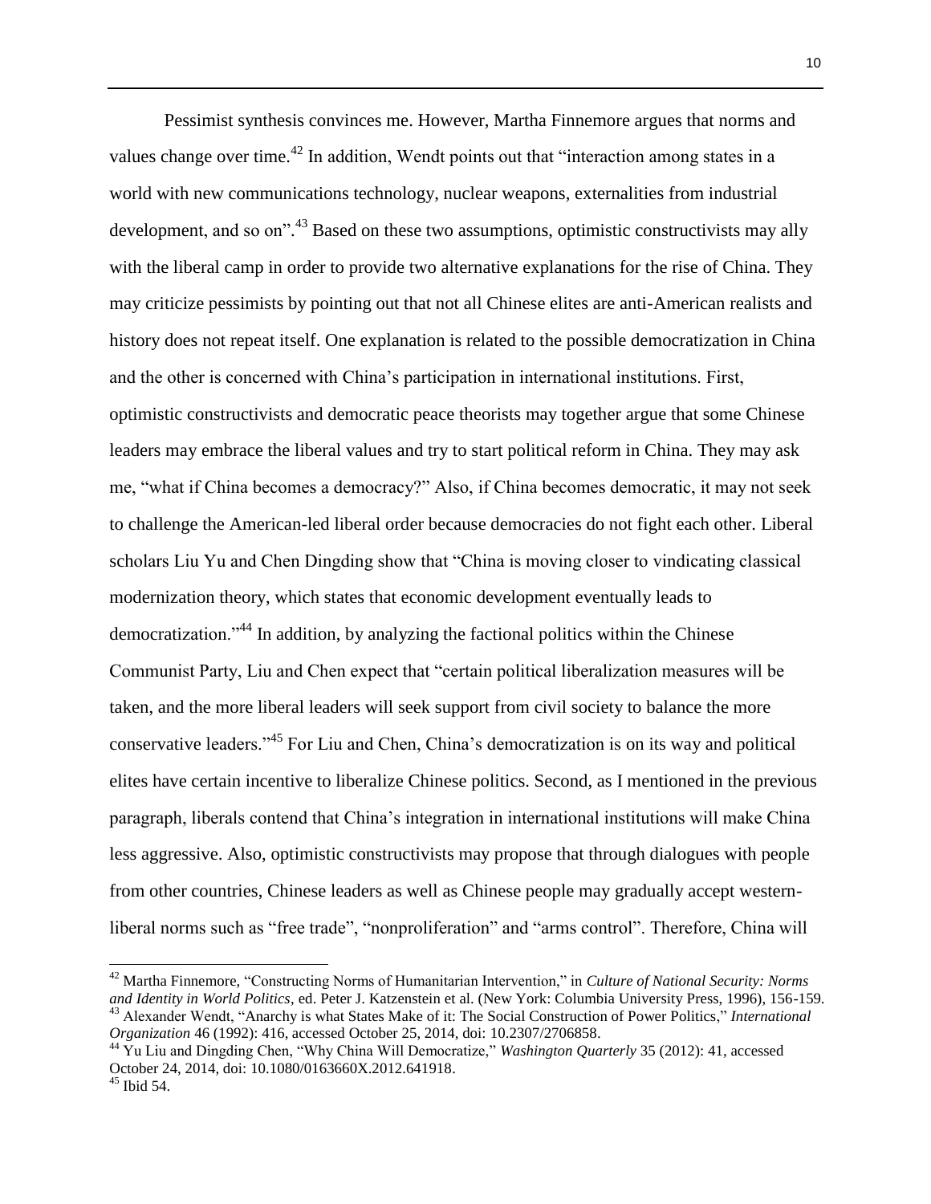Pessimist synthesis convinces me. However, Martha Finnemore argues that norms and values change over time.[42] In addition, Wendt points out that "interaction among states in a world with new communications technology, nuclear weapons, externalities from industrial development, and so on".[43] Based on these two assumptions, optimistic constructivists may ally with the liberal camp in order to provide two alternative explanations for the rise of China. They may criticize pessimists by pointing out that not all Chinese elites are anti-American realists and history does not repeat itself. One explanation is related to the possible democratization in China and the other is concerned with China's participation in international institutions. First, optimistic constructivists and democratic peace theorists may together argue that some Chinese leaders may embrace the liberal values and try to start political reform in China. They may ask me, "what if China becomes a democracy?" Also, if China becomes democratic, it may not seek to challenge the American-led liberal order because democracies do not fight each other. Liberal scholars Liu Yu and Chen Dingding show that "China is moving closer to vindicating classical modernization theory, which states that economic development eventually leads to democratization."[44] In addition, by analyzing the factional politics within the Chinese Communist Party, Liu and Chen expect that "certain political liberalization measures will be taken, and the more liberal leaders will seek support from civil society to balance the more conservative leaders."[45] For Liu and Chen, China's democratization is on its way and political elites have certain incentive to liberalize Chinese politics. Second, as I mentioned in the previous paragraph, liberals contend that China's integration in international institutions will make China less aggressive. Also, optimistic constructivists may propose that through dialogues with people from other countries, Chinese leaders as well as Chinese people may gradually accept western-liberal norms such as "free trade", "nonproliferation" and "arms control". Therefore, China will

---

[42] Martha Finnemore, "Constructing Norms of Humanitarian Intervention," in *Culture of National Security: Norms and Identity in World Politics*, ed. Peter J. Katzenstein et al. (New York: Columbia University Press, 1996), 156-159.

[43] Alexander Wendt, "Anarchy is what States Make of it: The Social Construction of Power Politics," *International Organization* 46 (1992): 416, accessed October 25, 2014, doi: 10.2307/2706858.

[44] Yu Liu and Dingding Chen, "Why China Will Democratize," *Washington Quarterly* 35 (2012): 41, accessed October 24, 2014, doi: 10.1080/0163660X.2012.641918.

[45] Ibid 54.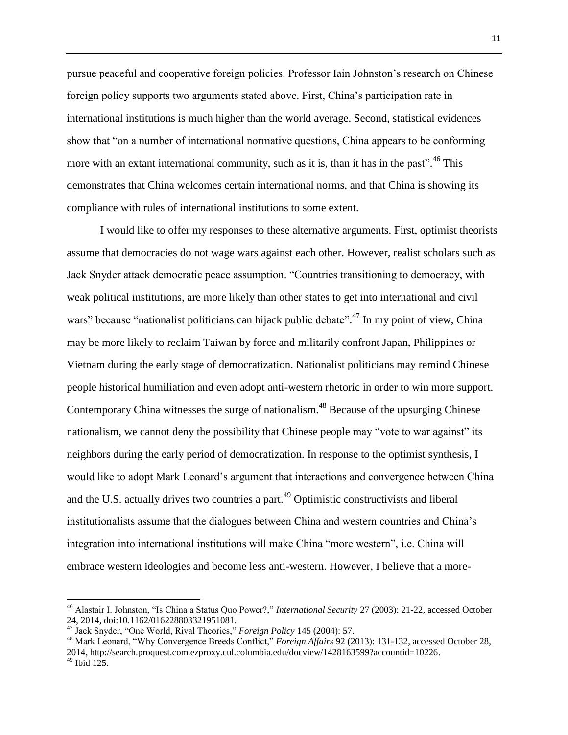pursue peaceful and cooperative foreign policies. Professor Iain Johnston's research on Chinese foreign policy supports two arguments stated above. First, China's participation rate in international institutions is much higher than the world average. Second, statistical evidences show that "on a number of international normative questions, China appears to be conforming more with an extant international community, such as it is, than it has in the past".[46] This demonstrates that China welcomes certain international norms, and that China is showing its compliance with rules of international institutions to some extent.

I would like to offer my responses to these alternative arguments. First, optimist theorists assume that democracies do not wage wars against each other. However, realist scholars such as Jack Snyder attack democratic peace assumption. "Countries transitioning to democracy, with weak political institutions, are more likely than other states to get into international and civil wars" because "nationalist politicians can hijack public debate".[47] In my point of view, China may be more likely to reclaim Taiwan by force and militarily confront Japan, Philippines or Vietnam during the early stage of democratization. Nationalist politicians may remind Chinese people historical humiliation and even adopt anti-western rhetoric in order to win more support. Contemporary China witnesses the surge of nationalism.[48] Because of the upsurging Chinese nationalism, we cannot deny the possibility that Chinese people may "vote to war against" its neighbors during the early period of democratization. In response to the optimist synthesis, I would like to adopt Mark Leonard's argument that interactions and convergence between China and the U.S. actually drives two countries a part.[49] Optimistic constructivists and liberal institutionalists assume that the dialogues between China and western countries and China's integration into international institutions will make China "more western", i.e. China will embrace western ideologies and become less anti-western. However, I believe that a more-

---

[46] Alastair I. Johnston, "Is China a Status Quo Power?," *International Security* 27 (2003): 21-22, accessed October 24, 2014, doi:10.1162/016228803321951081.

[47] Jack Snyder, "One World, Rival Theories," *Foreign Policy* 145 (2004): 57.

[48] Mark Leonard, "Why Convergence Breeds Conflict," *Foreign Affairs* 92 (2013): 131-132, accessed October 28, 2014, http://search.proquest.com.ezproxy.cul.columbia.edu/docview/1428163599?accountid=10226.

[49] Ibid 125.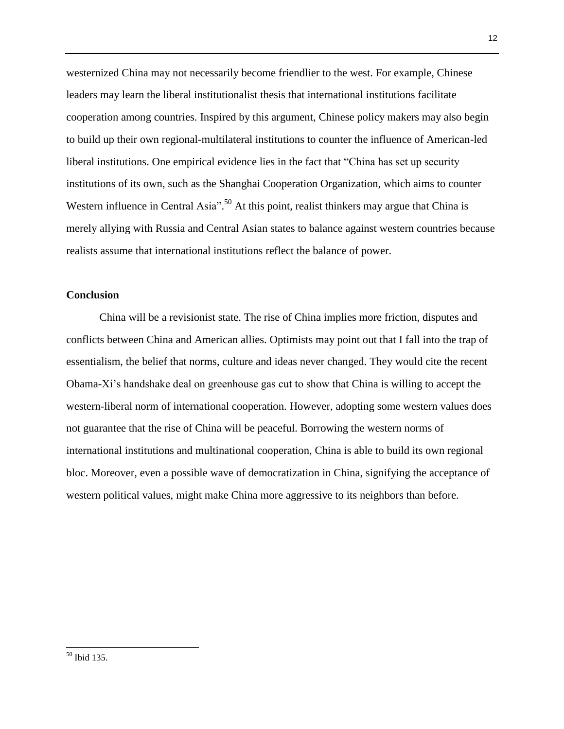westernized China may not necessarily become friendlier to the west. For example, Chinese leaders may learn the liberal institutionalist thesis that international institutions facilitate cooperation among countries. Inspired by this argument, Chinese policy makers may also begin to build up their own regional-multilateral institutions to counter the influence of American-led liberal institutions. One empirical evidence lies in the fact that "China has set up security institutions of its own, such as the Shanghai Cooperation Organization, which aims to counter Western influence in Central Asia".[50] At this point, realist thinkers may argue that China is merely allying with Russia and Central Asian states to balance against western countries because realists assume that international institutions reflect the balance of power.

**Conclusion**

China will be a revisionist state. The rise of China implies more friction, disputes and conflicts between China and American allies. Optimists may point out that I fall into the trap of essentialism, the belief that norms, culture and ideas never changed. They would cite the recent Obama-Xi's handshake deal on greenhouse gas cut to show that China is willing to accept the western-liberal norm of international cooperation. However, adopting some western values does not guarantee that the rise of China will be peaceful. Borrowing the western norms of international institutions and multinational cooperation, China is able to build its own regional bloc. Moreover, even a possible wave of democratization in China, signifying the acceptance of western political values, might make China more aggressive to its neighbors than before.

---

[50] Ibid 135.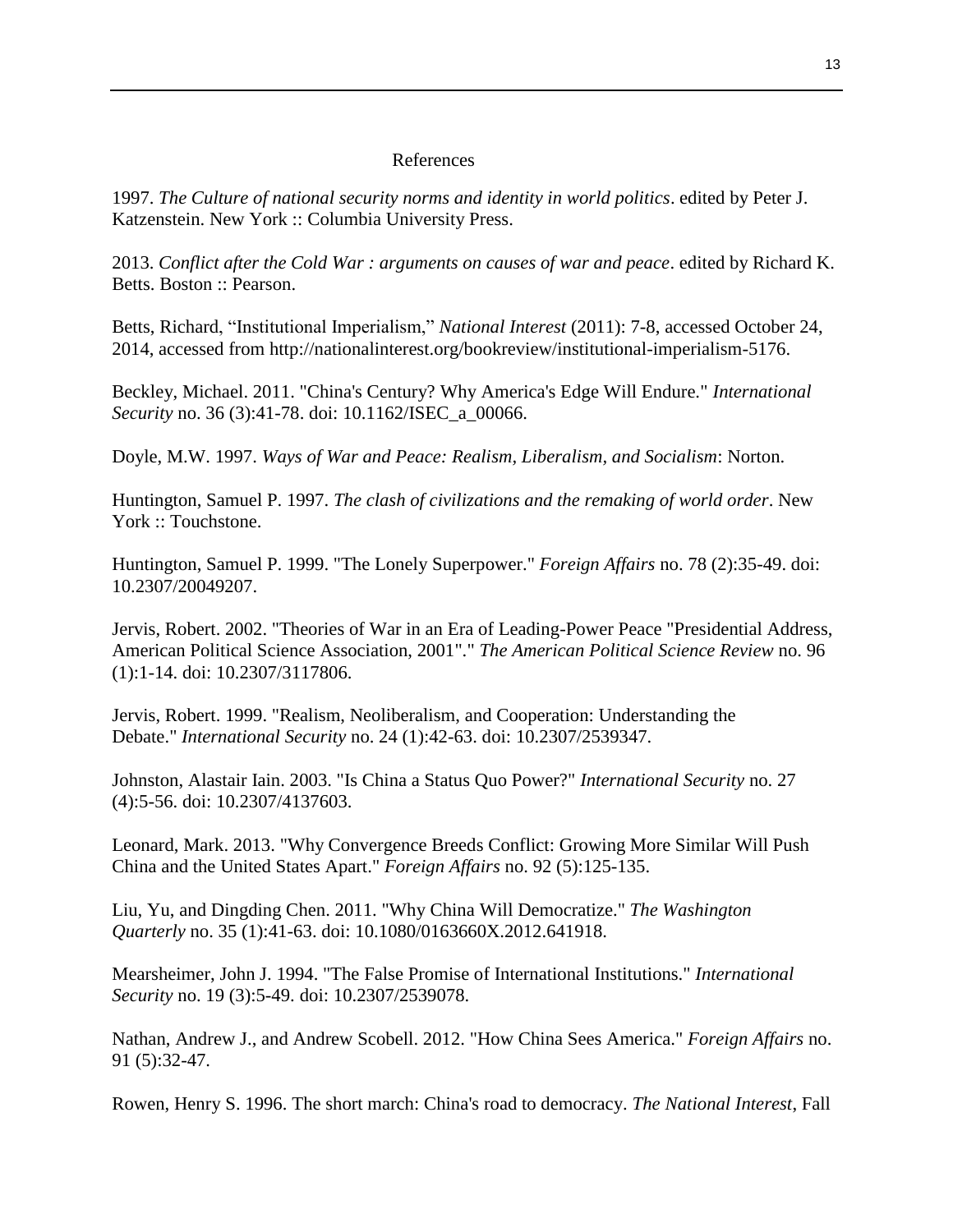# References

1997. *The Culture of national security norms and identity in world politics*. edited by Peter J. Katzenstein. New York :: Columbia University Press.

2013. *Conflict after the Cold War : arguments on causes of war and peace*. edited by Richard K. Betts. Boston :: Pearson.

Betts, Richard, "Institutional Imperialism," *National Interest* (2011): 7-8, accessed October 24, 2014, accessed from http://nationalinterest.org/bookreview/institutional-imperialism-5176.

Beckley, Michael. 2011. "China's Century? Why America's Edge Will Endure." *International Security* no. 36 (3):41-78. doi: 10.1162/ISEC_a_00066.

Doyle, M.W. 1997. *Ways of War and Peace: Realism, Liberalism, and Socialism*: Norton.

Huntington, Samuel P. 1997. *The clash of civilizations and the remaking of world order*. New York :: Touchstone.

Huntington, Samuel P. 1999. "The Lonely Superpower." *Foreign Affairs* no. 78 (2):35-49. doi: 10.2307/20049207.

Jervis, Robert. 2002. "Theories of War in an Era of Leading-Power Peace "Presidential Address, American Political Science Association, 2001"." *The American Political Science Review* no. 96 (1):1-14. doi: 10.2307/3117806.

Jervis, Robert. 1999. "Realism, Neoliberalism, and Cooperation: Understanding the Debate." *International Security* no. 24 (1):42-63. doi: 10.2307/2539347.

Johnston, Alastair Iain. 2003. "Is China a Status Quo Power?" *International Security* no. 27 (4):5-56. doi: 10.2307/4137603.

Leonard, Mark. 2013. "Why Convergence Breeds Conflict: Growing More Similar Will Push China and the United States Apart." *Foreign Affairs* no. 92 (5):125-135.

Liu, Yu, and Dingding Chen. 2011. "Why China Will Democratize." *The Washington Quarterly* no. 35 (1):41-63. doi: 10.1080/0163660X.2012.641918.

Mearsheimer, John J. 1994. "The False Promise of International Institutions." *International Security* no. 19 (3):5-49. doi: 10.2307/2539078.

Nathan, Andrew J., and Andrew Scobell. 2012. "How China Sees America." *Foreign Affairs* no. 91 (5):32-47.

Rowen, Henry S. 1996. The short march: China's road to democracy. *The National Interest*, Fall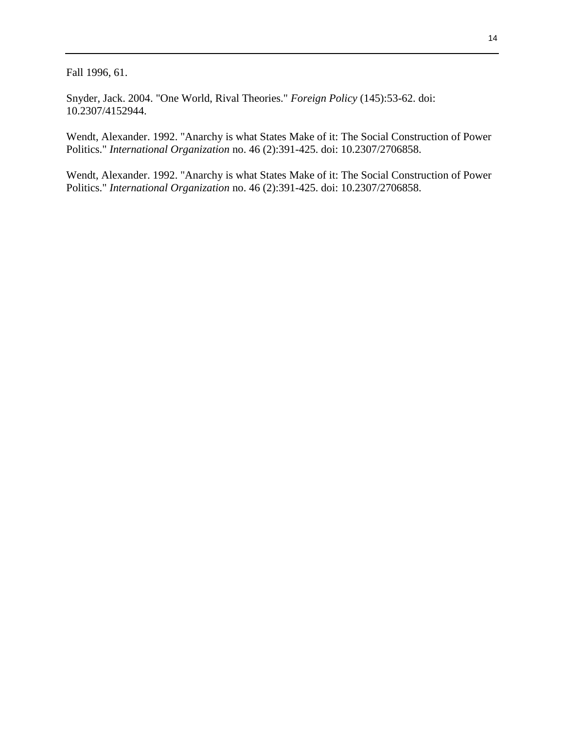Fall 1996, 61.

Snyder, Jack. 2004. "One World, Rival Theories." *Foreign Policy* (145):53-62. doi: 10.2307/4152944.

Wendt, Alexander. 1992. "Anarchy is what States Make of it: The Social Construction of Power Politics." *International Organization* no. 46 (2):391-425. doi: 10.2307/2706858.

Wendt, Alexander. 1992. "Anarchy is what States Make of it: The Social Construction of Power Politics." *International Organization* no. 46 (2):391-425. doi: 10.2307/2706858.